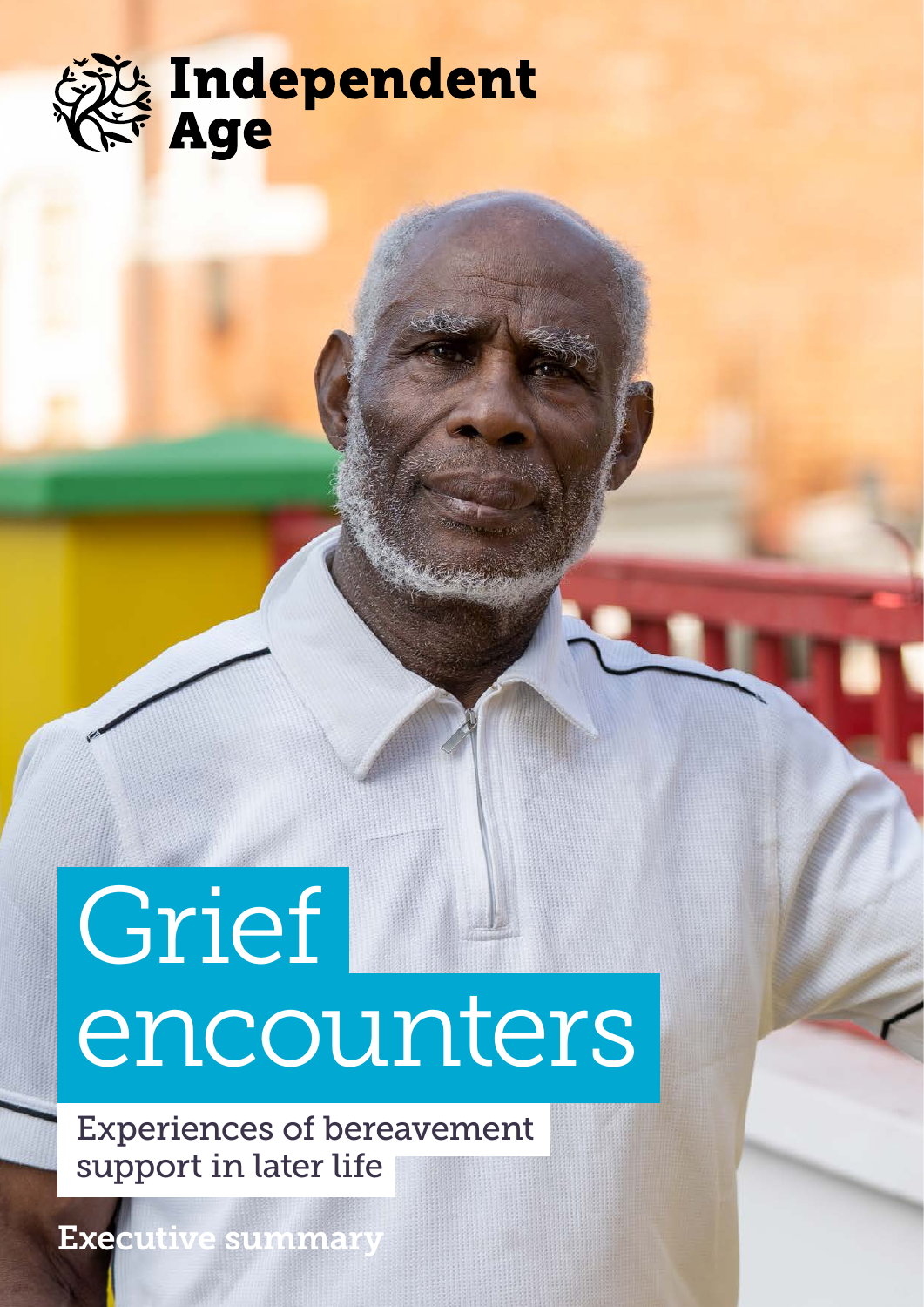Independent Age

# Grief encounters

## Experiences of bereavement support in later life

**Executive summary**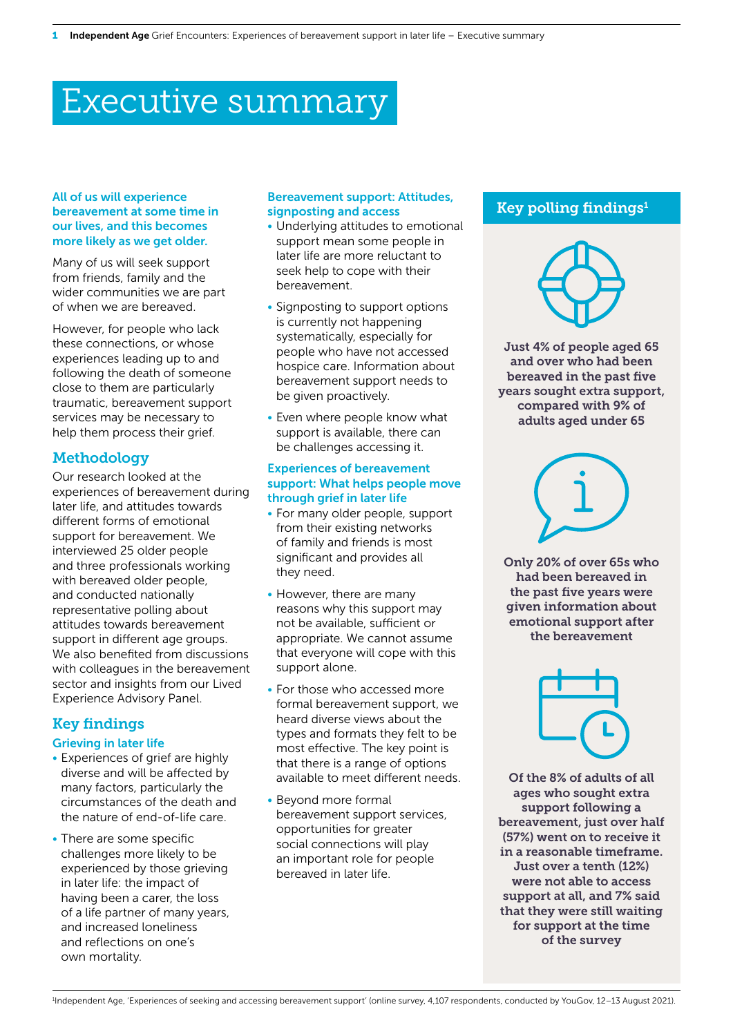# Executive summary

**All of us will experience bereavement at some time in our lives, and this becomes more likely as we get older.**

Many of us will seek support from friends, family and the wider communities we are part of when we are bereaved.

However, for people who lack these connections, or whose experiences leading up to and following the death of someone close to them are particularly traumatic, bereavement support services may be necessary to help them process their grief.

## Methodology

Our research looked at the experiences of bereavement during later life, and attitudes towards different forms of emotional support for bereavement. We interviewed 25 older people and three professionals working with bereaved older people, and conducted nationally representative polling about attitudes towards bereavement support in different age groups. We also benefited from discussions with colleagues in the bereavement sector and insights from our Lived Experience Advisory Panel.

## Key findings

### Grieving in later life

- Experiences of grief are highly diverse and will be affected by many factors, particularly the circumstances of the death and the nature of end-of-life care.
- There are some specific challenges more likely to be experienced by those grieving in later life: the impact of having been a carer, the loss of a life partner of many years, and increased loneliness and reflections on one's own mortality.

### Bereavement support: Attitudes, signposting and access

- Underlying attitudes to emotional support mean some people in later life are more reluctant to seek help to cope with their bereavement.
- Signposting to support options is currently not happening systematically, especially for people who have not accessed hospice care. Information about bereavement support needs to be given proactively.
- Even where people know what support is available, there can be challenges accessing it.

### Experiences of bereavement support: What helps people move through grief in later life

- For many older people, support from their existing networks of family and friends is most significant and provides all they need.
- However, there are many reasons why this support may not be available, sufficient or appropriate. We cannot assume that everyone will cope with this support alone.
- For those who accessed more formal bereavement support, we heard diverse views about the types and formats they felt to be most effective. The key point is that there is a range of options available to meet different needs.
- Beyond more formal bereavement support services, opportunities for greater social connections will play an important role for people bereaved in later life.

## Key polling findings[1]

**Just 4% of people aged 65 and over who had been bereaved in the past five years sought extra support, compared with 9% of adults aged under 65**

**Only 20% of over 65s who had been bereaved in the past five years were given information about emotional support after the bereavement**

**Of the 8% of adults of all ages who sought extra support following a bereavement, just over half (57%) went on to receive it in a reasonable timeframe. Just over a tenth (12%) were not able to access support at all, and 7% said that they were still waiting for support at the time of the survey**

[1] Independent Age, 'Experiences of seeking and accessing bereavement support' (online survey, 4,107 respondents, conducted by YouGov, 12–13 August 2021).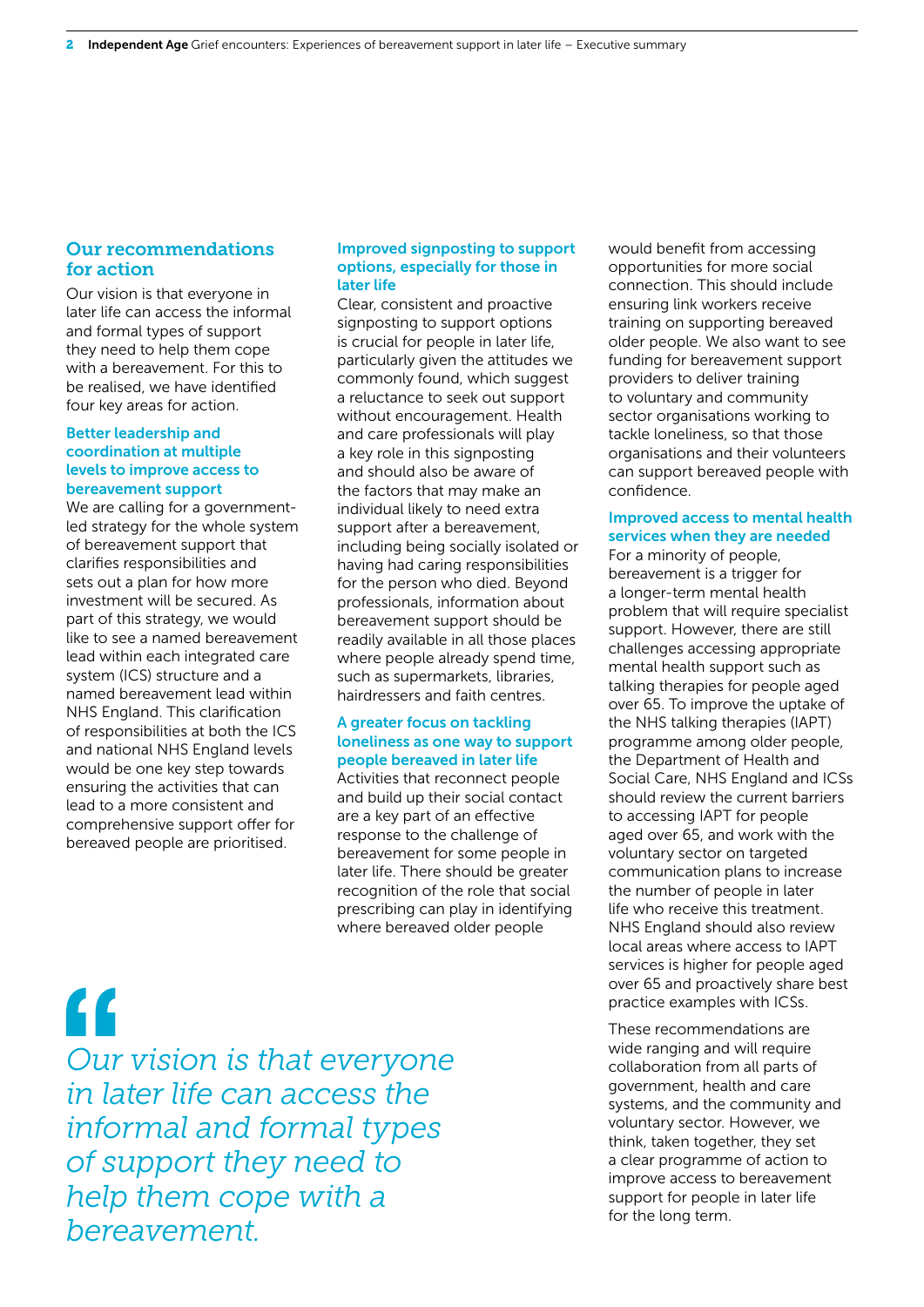## Our recommendations for action

Our vision is that everyone in later life can access the informal and formal types of support they need to help them cope with a bereavement. For this to be realised, we have identified four key areas for action.

### Better leadership and coordination at multiple levels to improve access to bereavement support

We are calling for a government-led strategy for the whole system of bereavement support that clarifies responsibilities and sets out a plan for how more investment will be secured. As part of this strategy, we would like to see a named bereavement lead within each integrated care system (ICS) structure and a named bereavement lead within NHS England. This clarification of responsibilities at both the ICS and national NHS England levels would be one key step towards ensuring the activities that can lead to a more consistent and comprehensive support offer for bereaved people are prioritised.

### Improved signposting to support options, especially for those in later life

Clear, consistent and proactive signposting to support options is crucial for people in later life, particularly given the attitudes we commonly found, which suggest a reluctance to seek out support without encouragement. Health and care professionals will play a key role in this signposting and should also be aware of the factors that may make an individual likely to need extra support after a bereavement, including being socially isolated or having had caring responsibilities for the person who died. Beyond professionals, information about bereavement support should be readily available in all those places where people already spend time, such as supermarkets, libraries, hairdressers and faith centres.

### A greater focus on tackling loneliness as one way to support people bereaved in later life

Activities that reconnect people and build up their social contact are a key part of an effective response to the challenge of bereavement for some people in later life. There should be greater recognition of the role that social prescribing can play in identifying where bereaved older people would benefit from accessing opportunities for more social connection. This should include ensuring link workers receive training on supporting bereaved older people. We also want to see funding for bereavement support providers to deliver training to voluntary and community sector organisations working to tackle loneliness, so that those organisations and their volunteers can support bereaved people with confidence.

### Improved access to mental health services when they are needed

For a minority of people, bereavement is a trigger for a longer-term mental health problem that will require specialist support. However, there are still challenges accessing appropriate mental health support such as talking therapies for people aged over 65. To improve the uptake of the NHS talking therapies (IAPT) programme among older people, the Department of Health and Social Care, NHS England and ICSs should review the current barriers to accessing IAPT for people aged over 65, and work with the voluntary sector on targeted communication plans to increase the number of people in later life who receive this treatment. NHS England should also review local areas where access to IAPT services is higher for people aged over 65 and proactively share best practice examples with ICSs.

These recommendations are wide ranging and will require collaboration from all parts of government, health and care systems, and the community and voluntary sector. However, we think, taken together, they set a clear programme of action to improve access to bereavement support for people in later life for the long term.

> *Our vision is that everyone in later life can access the informal and formal types of support they need to help them cope with a bereavement.*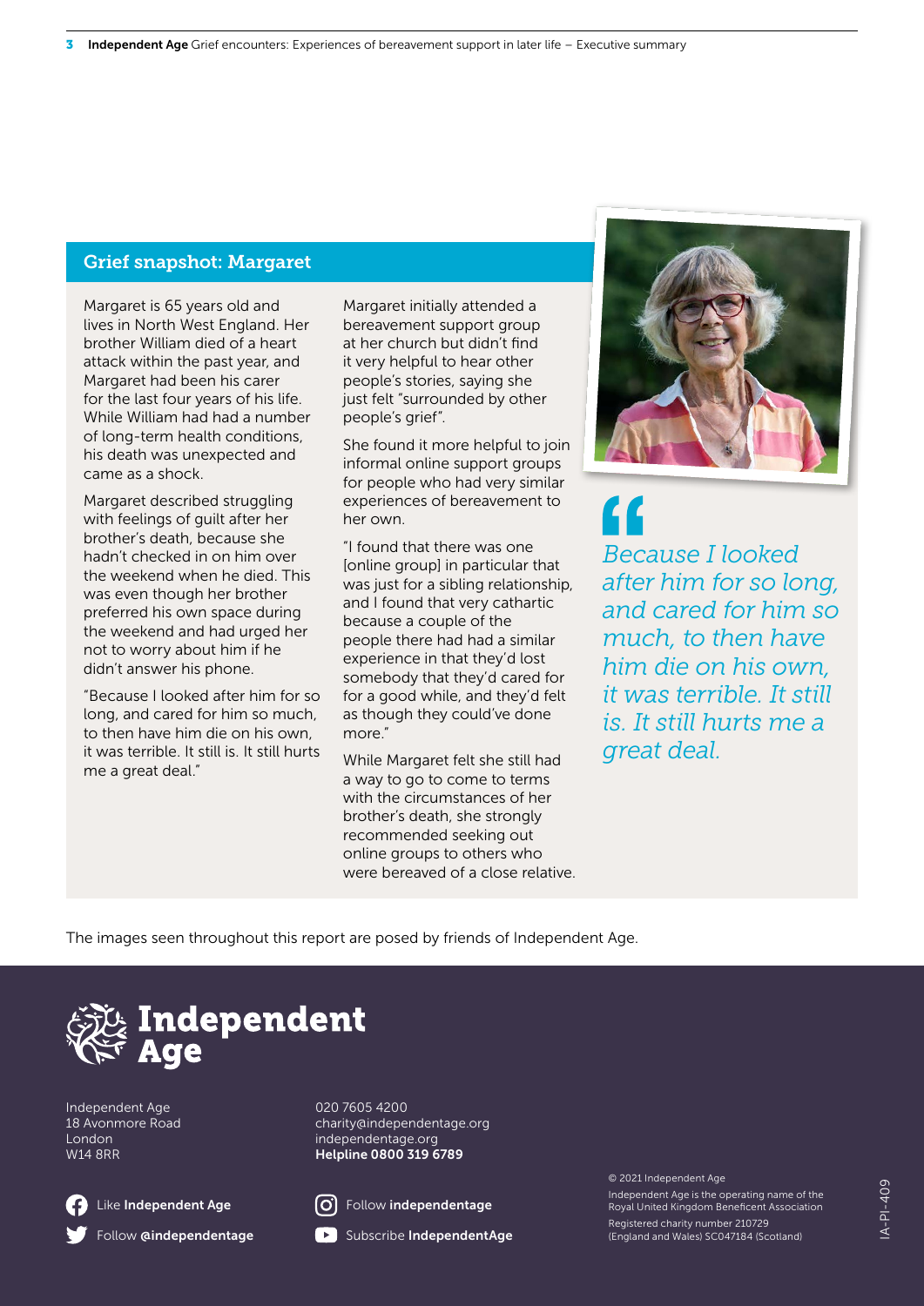## Grief snapshot: Margaret

Margaret is 65 years old and lives in North West England. Her brother William died of a heart attack within the past year, and Margaret had been his carer for the last four years of his life. While William had had a number of long-term health conditions, his death was unexpected and came as a shock.

Margaret described struggling with feelings of guilt after her brother's death, because she hadn't checked in on him over the weekend when he died. This was even though her brother preferred his own space during the weekend and had urged her not to worry about him if he didn't answer his phone.

"Because I looked after him for so long, and cared for him so much, to then have him die on his own, it was terrible. It still is. It still hurts me a great deal."

Margaret initially attended a bereavement support group at her church but didn't find it very helpful to hear other people's stories, saying she just felt "surrounded by other people's grief".

She found it more helpful to join informal online support groups for people who had very similar experiences of bereavement to her own.

"I found that there was one [online group] in particular that was just for a sibling relationship, and I found that very cathartic because a couple of the people there had had a similar experience in that they'd lost somebody that they'd cared for for a good while, and they'd felt as though they could've done more."

While Margaret felt she still had a way to go to come to terms with the circumstances of her brother's death, she strongly recommended seeking out online groups to others who were bereaved of a close relative.

> *Because I looked after him for so long, and cared for him so much, to then have him die on his own, it was terrible. It still is. It still hurts me a great deal.*

The images seen throughout this report are posed by friends of Independent Age.

**Independent Age**

Independent Age
18 Avonmore Road
London
W14 8RR

020 7605 4200
charity@independentage.org
independentage.org
**Helpline 0800 319 6789**

Like **Independent Age**
Follow **@independentage**
Follow **independentage**
Subscribe **IndependentAge**

© 2021 Independent Age

Independent Age is the operating name of the Royal United Kingdom Beneficent Association

Registered charity number 210729 (England and Wales) SC047184 (Scotland)

IA-PI-409